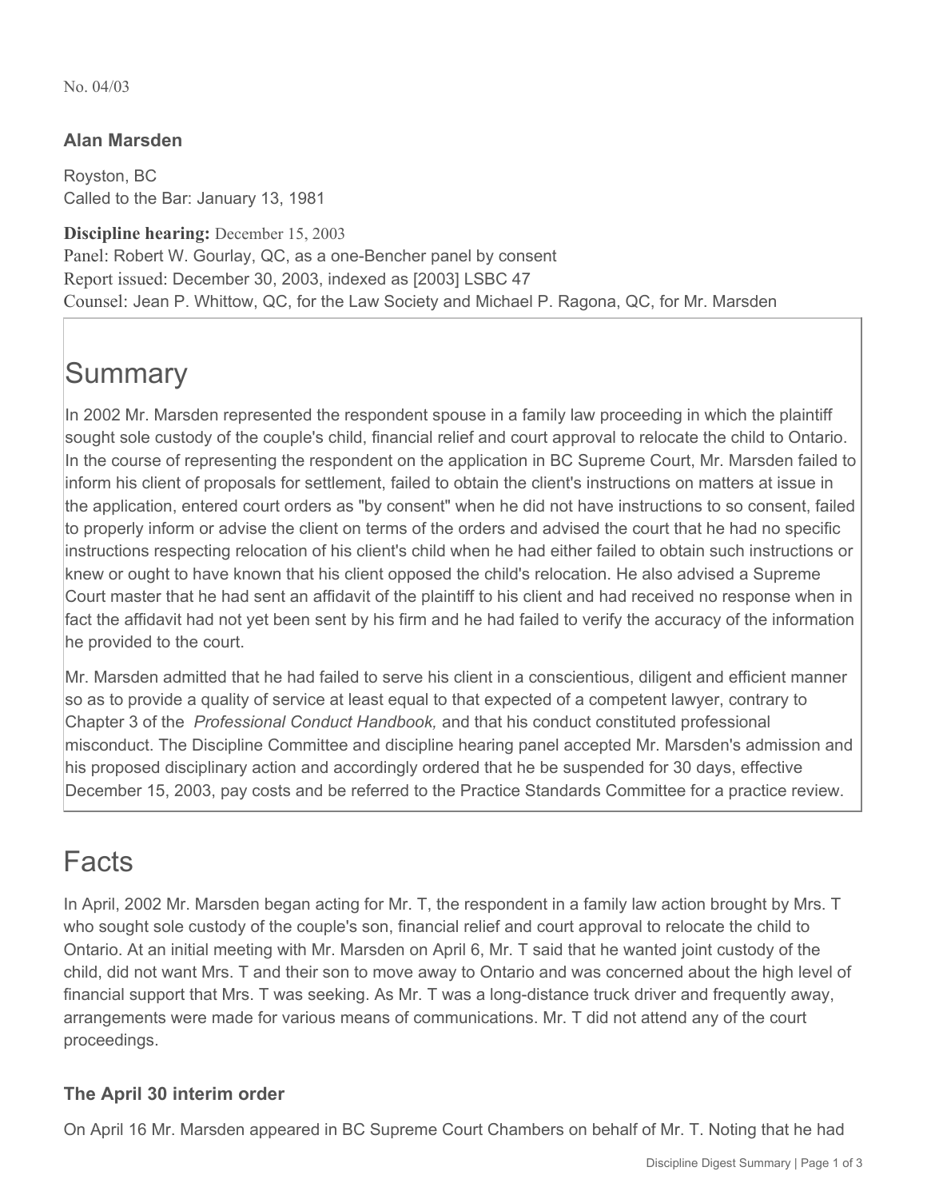No. 04/03

### Alan Marsden

Royston, BC
Called to the Bar: January 13, 1981

**Discipline hearing:** December 15, 2003
Panel: Robert W. Gourlay, QC, as a one-Bencher panel by consent
Report issued: December 30, 2003, indexed as [2003] LSBC 47
Counsel: Jean P. Whittow, QC, for the Law Society and Michael P. Ragona, QC, for Mr. Marsden

# Summary

In 2002 Mr. Marsden represented the respondent spouse in a family law proceeding in which the plaintiff sought sole custody of the couple's child, financial relief and court approval to relocate the child to Ontario. In the course of representing the respondent on the application in BC Supreme Court, Mr. Marsden failed to inform his client of proposals for settlement, failed to obtain the client's instructions on matters at issue in the application, entered court orders as "by consent" when he did not have instructions to so consent, failed to properly inform or advise the client on terms of the orders and advised the court that he had no specific instructions respecting relocation of his client's child when he had either failed to obtain such instructions or knew or ought to have known that his client opposed the child's relocation. He also advised a Supreme Court master that he had sent an affidavit of the plaintiff to his client and had received no response when in fact the affidavit had not yet been sent by his firm and he had failed to verify the accuracy of the information he provided to the court.

Mr. Marsden admitted that he had failed to serve his client in a conscientious, diligent and efficient manner so as to provide a quality of service at least equal to that expected of a competent lawyer, contrary to Chapter 3 of the *Professional Conduct Handbook,* and that his conduct constituted professional misconduct. The Discipline Committee and discipline hearing panel accepted Mr. Marsden's admission and his proposed disciplinary action and accordingly ordered that he be suspended for 30 days, effective December 15, 2003, pay costs and be referred to the Practice Standards Committee for a practice review.

# Facts

In April, 2002 Mr. Marsden began acting for Mr. T, the respondent in a family law action brought by Mrs. T who sought sole custody of the couple's son, financial relief and court approval to relocate the child to Ontario. At an initial meeting with Mr. Marsden on April 6, Mr. T said that he wanted joint custody of the child, did not want Mrs. T and their son to move away to Ontario and was concerned about the high level of financial support that Mrs. T was seeking. As Mr. T was a long-distance truck driver and frequently away, arrangements were made for various means of communications. Mr. T did not attend any of the court proceedings.

### The April 30 interim order

On April 16 Mr. Marsden appeared in BC Supreme Court Chambers on behalf of Mr. T. Noting that he had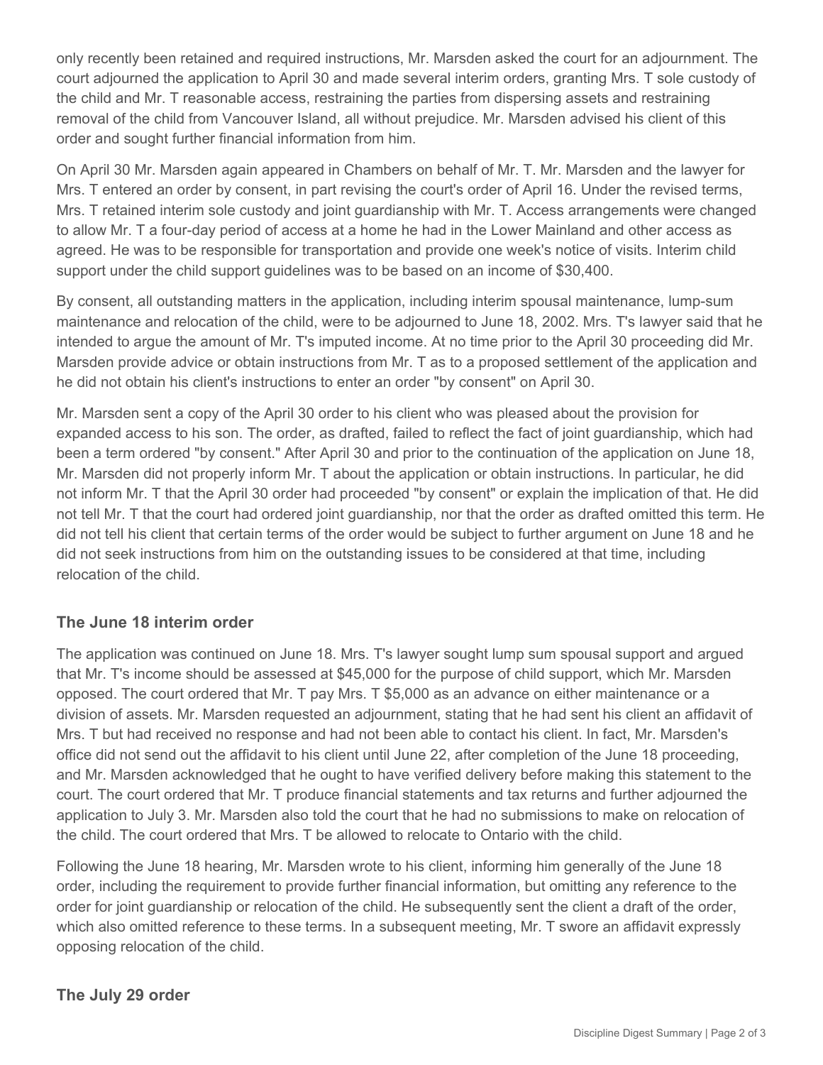only recently been retained and required instructions, Mr. Marsden asked the court for an adjournment. The court adjourned the application to April 30 and made several interim orders, granting Mrs. T sole custody of the child and Mr. T reasonable access, restraining the parties from dispersing assets and restraining removal of the child from Vancouver Island, all without prejudice. Mr. Marsden advised his client of this order and sought further financial information from him.

On April 30 Mr. Marsden again appeared in Chambers on behalf of Mr. T. Mr. Marsden and the lawyer for Mrs. T entered an order by consent, in part revising the court's order of April 16. Under the revised terms, Mrs. T retained interim sole custody and joint guardianship with Mr. T. Access arrangements were changed to allow Mr. T a four-day period of access at a home he had in the Lower Mainland and other access as agreed. He was to be responsible for transportation and provide one week's notice of visits. Interim child support under the child support guidelines was to be based on an income of $30,400.

By consent, all outstanding matters in the application, including interim spousal maintenance, lump-sum maintenance and relocation of the child, were to be adjourned to June 18, 2002. Mrs. T's lawyer said that he intended to argue the amount of Mr. T's imputed income. At no time prior to the April 30 proceeding did Mr. Marsden provide advice or obtain instructions from Mr. T as to a proposed settlement of the application and he did not obtain his client's instructions to enter an order "by consent" on April 30.

Mr. Marsden sent a copy of the April 30 order to his client who was pleased about the provision for expanded access to his son. The order, as drafted, failed to reflect the fact of joint guardianship, which had been a term ordered "by consent." After April 30 and prior to the continuation of the application on June 18, Mr. Marsden did not properly inform Mr. T about the application or obtain instructions. In particular, he did not inform Mr. T that the April 30 order had proceeded "by consent" or explain the implication of that. He did not tell Mr. T that the court had ordered joint guardianship, nor that the order as drafted omitted this term. He did not tell his client that certain terms of the order would be subject to further argument on June 18 and he did not seek instructions from him on the outstanding issues to be considered at that time, including relocation of the child.

### The June 18 interim order

The application was continued on June 18. Mrs. T's lawyer sought lump sum spousal support and argued that Mr. T's income should be assessed at $45,000 for the purpose of child support, which Mr. Marsden opposed. The court ordered that Mr. T pay Mrs. T $5,000 as an advance on either maintenance or a division of assets. Mr. Marsden requested an adjournment, stating that he had sent his client an affidavit of Mrs. T but had received no response and had not been able to contact his client. In fact, Mr. Marsden's office did not send out the affidavit to his client until June 22, after completion of the June 18 proceeding, and Mr. Marsden acknowledged that he ought to have verified delivery before making this statement to the court. The court ordered that Mr. T produce financial statements and tax returns and further adjourned the application to July 3. Mr. Marsden also told the court that he had no submissions to make on relocation of the child. The court ordered that Mrs. T be allowed to relocate to Ontario with the child.

Following the June 18 hearing, Mr. Marsden wrote to his client, informing him generally of the June 18 order, including the requirement to provide further financial information, but omitting any reference to the order for joint guardianship or relocation of the child. He subsequently sent the client a draft of the order, which also omitted reference to these terms. In a subsequent meeting, Mr. T swore an affidavit expressly opposing relocation of the child.

### The July 29 order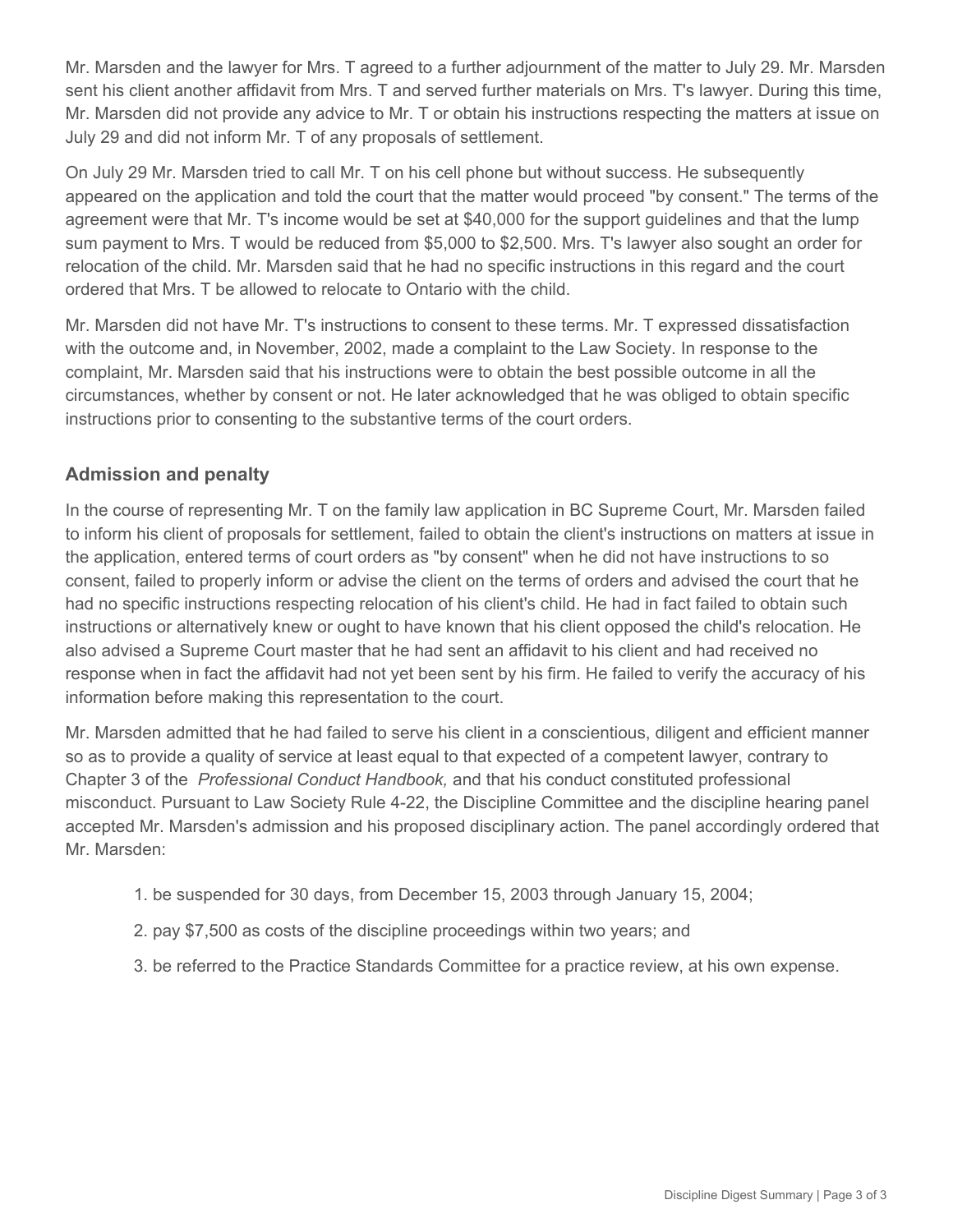Mr. Marsden and the lawyer for Mrs. T agreed to a further adjournment of the matter to July 29. Mr. Marsden sent his client another affidavit from Mrs. T and served further materials on Mrs. T's lawyer. During this time, Mr. Marsden did not provide any advice to Mr. T or obtain his instructions respecting the matters at issue on July 29 and did not inform Mr. T of any proposals of settlement.

On July 29 Mr. Marsden tried to call Mr. T on his cell phone but without success. He subsequently appeared on the application and told the court that the matter would proceed "by consent." The terms of the agreement were that Mr. T's income would be set at $40,000 for the support guidelines and that the lump sum payment to Mrs. T would be reduced from $5,000 to $2,500. Mrs. T's lawyer also sought an order for relocation of the child. Mr. Marsden said that he had no specific instructions in this regard and the court ordered that Mrs. T be allowed to relocate to Ontario with the child.

Mr. Marsden did not have Mr. T's instructions to consent to these terms. Mr. T expressed dissatisfaction with the outcome and, in November, 2002, made a complaint to the Law Society. In response to the complaint, Mr. Marsden said that his instructions were to obtain the best possible outcome in all the circumstances, whether by consent or not. He later acknowledged that he was obliged to obtain specific instructions prior to consenting to the substantive terms of the court orders.

## Admission and penalty

In the course of representing Mr. T on the family law application in BC Supreme Court, Mr. Marsden failed to inform his client of proposals for settlement, failed to obtain the client's instructions on matters at issue in the application, entered terms of court orders as "by consent" when he did not have instructions to so consent, failed to properly inform or advise the client on the terms of orders and advised the court that he had no specific instructions respecting relocation of his client's child. He had in fact failed to obtain such instructions or alternatively knew or ought to have known that his client opposed the child's relocation. He also advised a Supreme Court master that he had sent an affidavit to his client and had received no response when in fact the affidavit had not yet been sent by his firm. He failed to verify the accuracy of his information before making this representation to the court.

Mr. Marsden admitted that he had failed to serve his client in a conscientious, diligent and efficient manner so as to provide a quality of service at least equal to that expected of a competent lawyer, contrary to Chapter 3 of the *Professional Conduct Handbook,* and that his conduct constituted professional misconduct. Pursuant to Law Society Rule 4-22, the Discipline Committee and the discipline hearing panel accepted Mr. Marsden's admission and his proposed disciplinary action. The panel accordingly ordered that Mr. Marsden:

1. be suspended for 30 days, from December 15, 2003 through January 15, 2004;
2. pay $7,500 as costs of the discipline proceedings within two years; and
3. be referred to the Practice Standards Committee for a practice review, at his own expense.